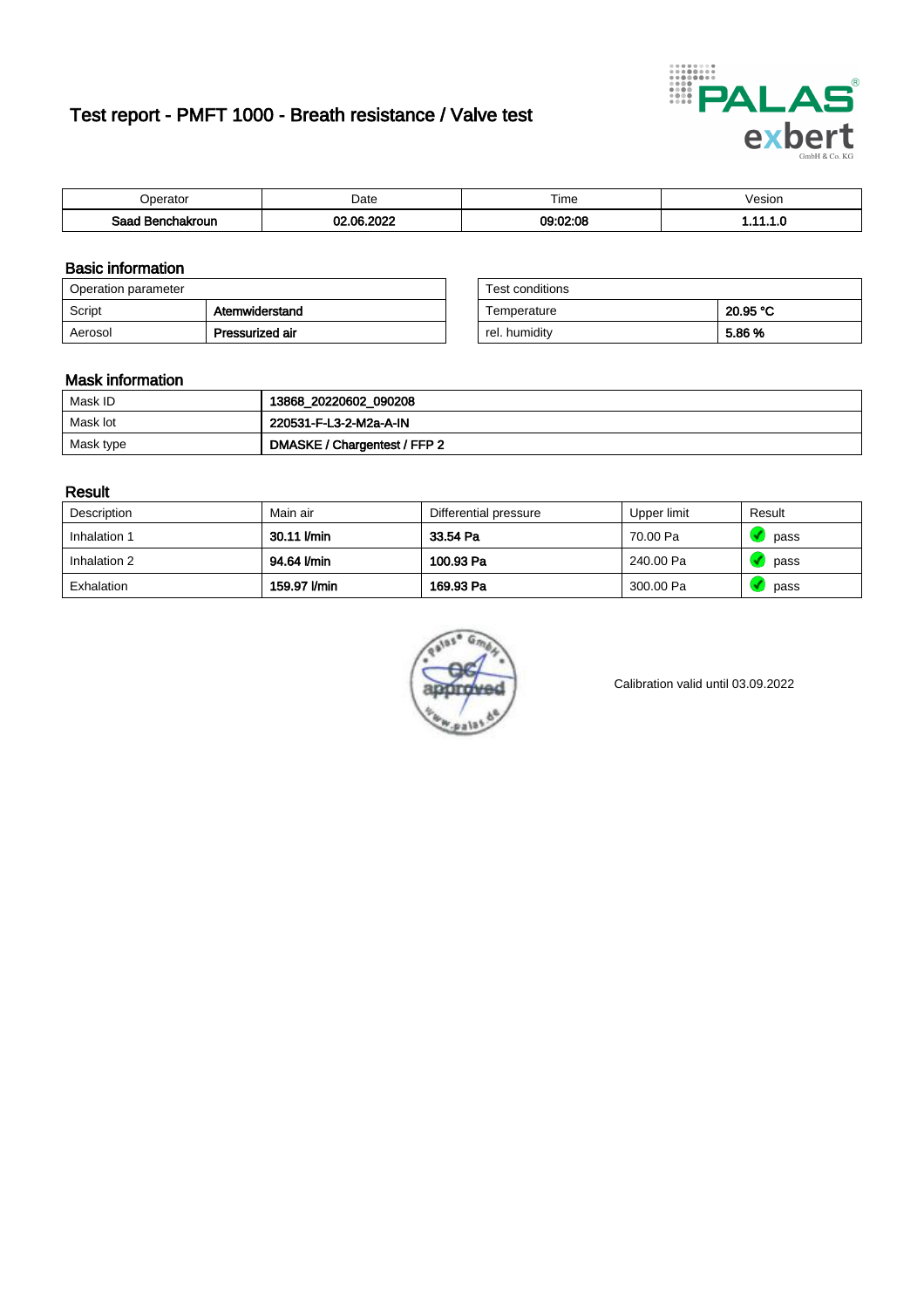# Test report - PMFT 1000 - Breath resistance / Valve test

| Operator | Date | Time | Vesion |
|---|---|---|---|
| Saad Benchakroun | 02.06.2022 | 09:02:08 | 1.11.1.0 |

## Basic information

| Operation parameter | |
|---|---|
| Script | Atemwiderstand |
| Aerosol | Pressurized air |

| Test conditions | |
|---|---|
| Temperature | 20.95 °C |
| rel. humidity | 5.86 % |

## Mask information

| | |
|---|---|
| Mask ID | 13868_20220602_090208 |
| Mask lot | 220531-F-L3-2-M2a-A-IN |
| Mask type | DMASKE / Chargentest / FFP 2 |

## Result

| Description | Main air | Differential pressure | Upper limit | Result |
|---|---|---|---|---|
| Inhalation 1 | 30.11 l/min | 33.54 Pa | 70.00 Pa | pass |
| Inhalation 2 | 94.64 l/min | 100.93 Pa | 240.00 Pa | pass |
| Exhalation | 159.97 l/min | 169.93 Pa | 300.00 Pa | pass |

Calibration valid until 03.09.2022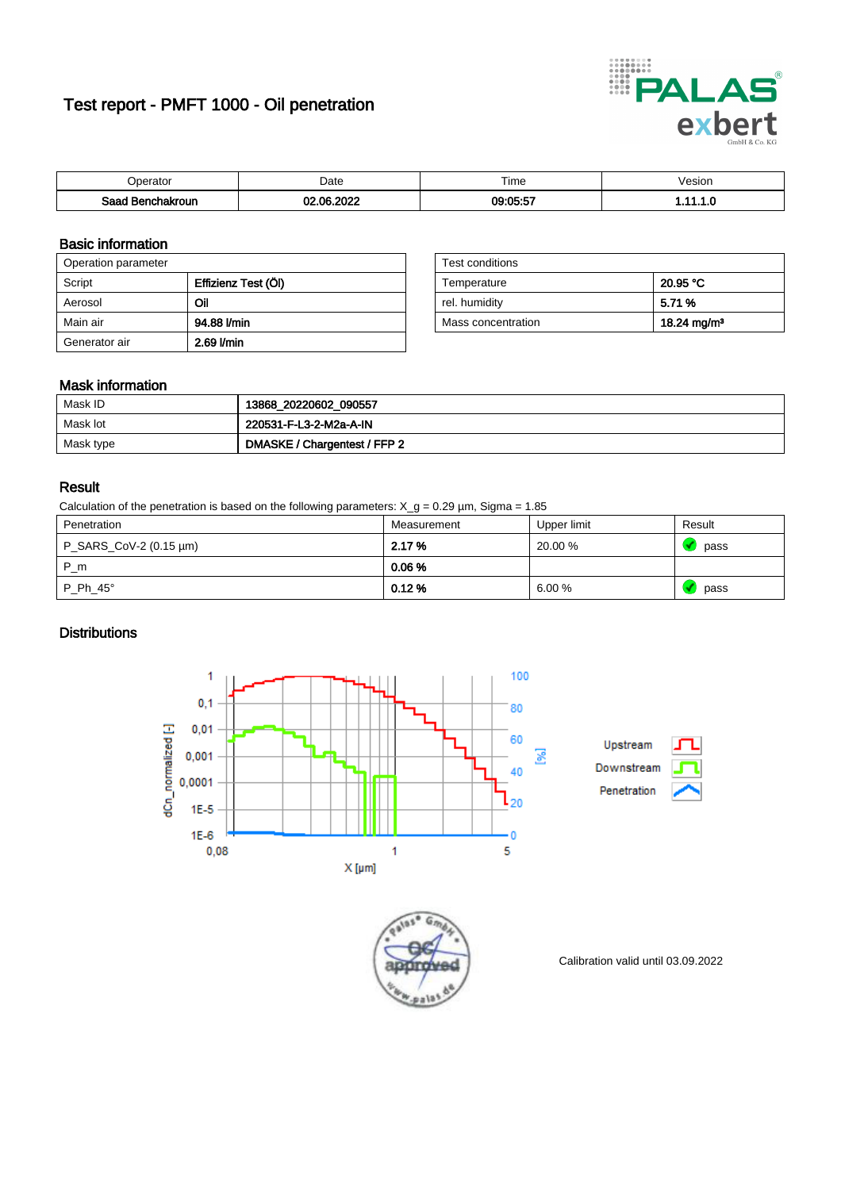# Test report - PMFT 1000 - Oil penetration

PALAS exbert GmbH & Co. KG

| Operator | Date | Time | Vesion |
|---|---|---|---|
| **Saad Benchakroun** | **02.06.2022** | **09:05:57** | **1.11.1.0** |

## Basic information

| Operation parameter | |
|---|---|
| Script | **Effizienz Test (Öl)** |
| Aerosol | **Oil** |
| Main air | **94.88 l/min** |
| Generator air | **2.69 l/min** |

| Test conditions | |
|---|---|
| Temperature | **20.95 °C** |
| rel. humidity | **5.71 %** |
| Mass concentration | **18.24 mg/m³** |

## Mask information

| | |
|---|---|
| Mask ID | **13868_20220602_090557** |
| Mask lot | **220531-F-L3-2-M2a-A-IN** |
| Mask type | **DMASKE / Chargentest / FFP 2** |

## Result

Calculation of the penetration is based on the following parameters: X_g = 0.29 µm, Sigma = 1.85

| Penetration | Measurement | Upper limit | Result |
|---|---|---|---|
| P_SARS_CoV-2 (0.15 µm) | **2.17 %** | 20.00 % | pass |
| P_m | **0.06 %** | | |
| P_Ph_45° | **0.12 %** | 6.00 % | pass |

## Distributions

dCn_normalized [-]
1
0,1
0,01
0,001
0,0001
1E-5
1E-6
0,08
1
5
X [µm]
[%]
100
80
60
40
20
0
Upstream
Downstream
Penetration

Palas® GmbH
QC approved
www.palas.de

Calibration valid until 03.09.2022